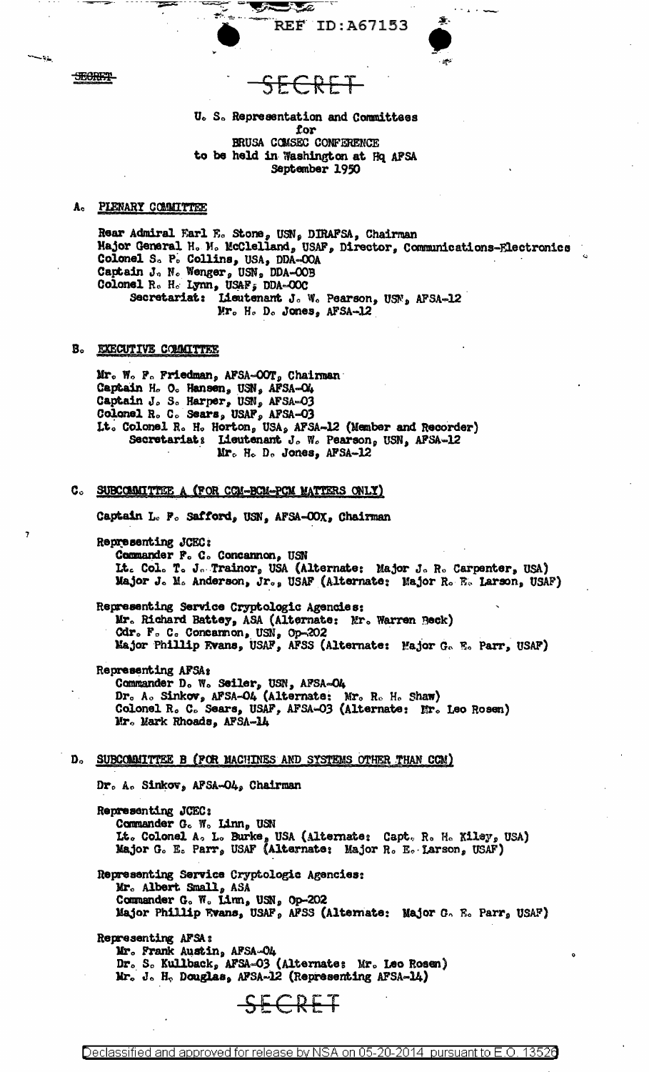SECRET

SECRET

U. S. Representation and Committees
for
BRUSA COMSEC CONFERENCE
to be held in Washington at Hq AFSA
September 1950

## A. PLENARY COMMITTEE

Rear Admiral Earl E. Stone, USN, DIRAFSA, Chairman
Major General H. M. McClelland, USAF, Director, Communications-Electronics
Colonel S. P. Collins, USA, DDA-OOA
Captain J. N. Wenger, USN, DDA-OOB
Colonel R. H. Lynn, USAF, DDA-OOC
Secretariat: Lieutenant J. W. Pearson, USN, AFSA-12
Mr. H. D. Jones, AFSA-12

## B. EXECUTIVE COMMITTEE

Mr. W. F. Friedman, AFSA-OOT, Chairman
Captain H. O. Hansen, USN, AFSA-04
Captain J. S. Harper, USN, AFSA-03
Colonel R. C. Sears, USAF, AFSA-03
Lt. Colonel R. H. Horton, USA, AFSA-12 (Member and Recorder)
Secretariat: Lieutenant J. W. Pearson, USN, AFSA-12
Mr. H. D. Jones, AFSA-12

## C. SUBCOMMITTEE A (FOR CCM-BCM-PCM MATTERS ONLY)

Captain L. F. Safford, USN, AFSA-OOX, Chairman

Representing JCEC:
Commander F. C. Concannon, USN
Lt. Col. T. J. Trainor, USA (Alternate: Major J. R. Carpenter, USA)
Major J. M. Anderson, Jr., USAF (Alternate: Major R. E. Larson, USAF)

Representing Service Cryptologic Agencies:
Mr. Richard Battey, ASA (Alternate: Mr. Warren Beck)
Cdr. F. C. Concannon, USN, Op-202
Major Phillip Evans, USAF, AFSS (Alternate: Major G. E. Parr, USAF)

Representing AFSA:
Commander D. W. Seiler, USN, AFSA-04
Dr. A. Sinkov, AFSA-04 (Alternate: Mr. R. H. Shaw)
Colonel R. C. Sears, USAF, AFSA-03 (Alternate: Mr. Leo Rosen)
Mr. Mark Rhoads, AFSA-14

## D. SUBCOMMITTEE B (FOR MACHINES AND SYSTEMS OTHER THAN CCM)

Dr. A. Sinkov, AFSA-04, Chairman

Representing JCEC:
Commander G. W. Linn, USN
Lt. Colonel A. L. Burke, USA (Alternate: Capt. R. H. Kiley, USA)
Major G. E. Parr, USAF (Alternate: Major R. E. Larson, USAF)

Representing Service Cryptologic Agencies:
Mr. Albert Small, ASA
Commander G. W. Linn, USN, Op-202
Major Phillip Evans, USAF, AFSS (Alternate: Major G. E. Parr, USAF)

Representing AFSA:
Mr. Frank Austin, AFSA-04
Dr. S. Kullback, AFSA-03 (Alternate: Mr. Leo Rosen)
Mr. J. H. Douglas, AFSA-12 (Representing AFSA-14)

SECRET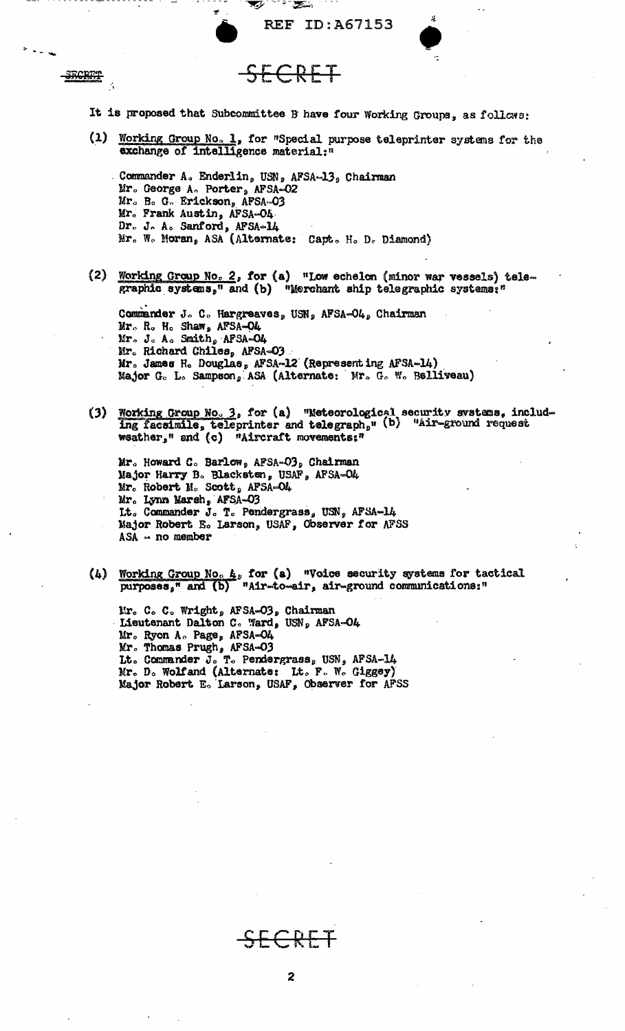It is proposed that Subcommittee B have four Working Groups, as follows:

(1) Working Group No. 1, for "Special purpose teleprinter systems for the exchange of intelligence material:"

Commander A. Enderlin, USN, AFSA-13, Chairman
Mr. George A. Porter, AFSA-02
Mr. B. G. Erickson, AFSA-03
Mr. Frank Austin, AFSA-04
Dr. J. A. Sanford, AFSA-14
Mr. W. Moran, ASA (Alternate: Capt. H. D. Diamond)

(2) Working Group No. 2, for (a) "Low echelon (minor war vessels) telegraphic systems," and (b) "Merchant ship telegraphic systems:"

Commander J. C. Hargreaves, USN, AFSA-04, Chairman
Mr. R. H. Shaw, AFSA-04
Mr. J. A. Smith, AFSA-04
Mr. Richard Chiles, AFSA-03
Mr. James H. Douglas, AFSA-12 (Representing AFSA-14)
Major G. L. Sampson, ASA (Alternate: Mr. G. W. Belliveau)

(3) Working Group No. 3, for (a) "Meteorological security systems, including facsimile, teleprinter and telegraph," (b) "Air-ground request weather," and (c) "Aircraft movements:"

Mr. Howard C. Barlow, AFSA-03, Chairman
Major Harry B. Blacksten, USAF, AFSA-04
Mr. Robert M. Scott, AFSA-04
Mr. Lynn Marsh, AFSA-03
Lt. Commander J. T. Pendergrass, USN, AFSA-14
Major Robert E. Larson, USAF, Observer for AFSS
ASA - no member

(4) Working Group No. 4, for (a) "Voice security systems for tactical purposes," and (b) "Air-to-air, air-ground communications:"

Mr. C. C. Wright, AFSA-03, Chairman
Lieutenant Dalton C. Ward, USN, AFSA-04
Mr. Ryon A. Page, AFSA-04
Mr. Thomas Prugh, AFSA-03
Lt. Commander J. T. Pendergrass, USN, AFSA-14
Mr. D. Wolfand (Alternate: Lt. F. W. Giggey)
Major Robert E. Larson, USAF, Observer for AFSS